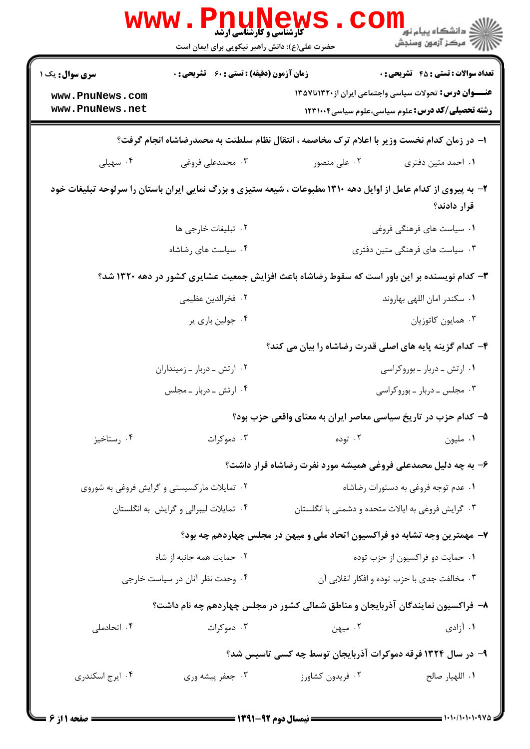**کارشناسی و کارشناسی ارشد**

حضرت علی(ع): دانش راهبر نیکویی برای ایمان است

دانشگاه پیام نور
مرکز آزمون وسنجش

| سری سوال: یک ۱ | زمان آزمون (دقیقه) : تستی : ۶۰ تشریحی : ۰ | تعداد سوالات : تستی : ۴۵ تشریحی : ۰ |
|---|---|---|

**عنـــوان درس:** تحولات سیاسی واجتماعی ایران از۱۳۲۰تا۱۳۵۷

**رشته تحصیلی/کد درس:** علوم سیاسی،علوم سیاسی۱۲۳۱۰۰۴

**۱- در زمان کدام نخست وزیر با اعلام ترک مخاصمه ، انتقال نظام سلطنت به محمدرضاشاه انجام گرفت؟**

۱. احمد متین دفتری ۲. علی منصور ۳. محمدعلی فروغی ۴. سهیلی

**۲- به پیروی از کدام عامل از اوایل دهه ۱۳۱۰ مطبوعات ، شیعه ستیزی و بزرگ نمایی ایران باستان را سرلوحه تبلیغات خود قرار دادند؟**

۱. سیاست های فرهنگی فروغی
۲. تبلیغات خارجی ها
۳. سیاست های فرهنگی متین دفتری
۴. سیاست های رضاشاه

**۳- کدام نویسنده بر این باور است که سقوط رضاشاه باعث افزایش جمعیت عشایری کشور در دهه ۱۳۲۰ شد؟**

۱. سکندر امان اللهی بهاروند
۲. فخرالدین عظیمی
۳. همایون کاتوزیان
۴. جولین باری یر

**۴- کدام گزینه پایه های اصلی قدرت رضاشاه را بیان می کند؟**

۱. ارتش ـ دربار ـ بوروکراسی
۲. ارتش ـ دربار ـ زمینداران
۳. مجلس ـ دربار ـ بوروکراسی
۴. ارتش ـ دربار ـ مجلس

**۵- کدام حزب در تاریخ سیاسی معاصر ایران به معنای واقعی حزب بود؟**

۱. ملیون ۲. توده ۳. دموکرات ۴. رستاخیز

**۶- به چه دلیل محمدعلی فروغی همیشه مورد نفرت رضاشاه قرار داشت؟**

۱. عدم توجه فروغی به دستورات رضاشاه
۲. تمایلات مارکسیستی و گرایش فروغی به شوروی
۳. گرایش فروغی به ایالات متحده و دشمنی با انگلستان
۴. تمایلات لیبرالی و گرایش به انگلستان

**۷- مهمترین وجه تشابه دو فراکسیون اتحاد ملی و میهن در مجلس چهاردهم چه بود؟**

۱. حمایت دو فراکسیون از حزب توده
۲. حمایت همه جانبه از شاه
۳. مخالفت جدی با حزب توده و افکار انقلابی آن
۴. وحدت نظر آنان در سیاست خارجی

**۸- فراکسیون نمایندگان آذربایجان و مناطق شمالی کشور در مجلس چهاردهم چه نام داشت؟**

۱. آزادی ۲. میهن ۳. دموکرات ۴. اتحادملی

**۹- در سال ۱۳۲۴ فرقه دموکرات آذربایجان توسط چه کسی تاسیس شد؟**

۱. اللهیار صالح ۲. فریدون کشاورز ۳. جعفر پیشه وری ۴. ایرج اسکندری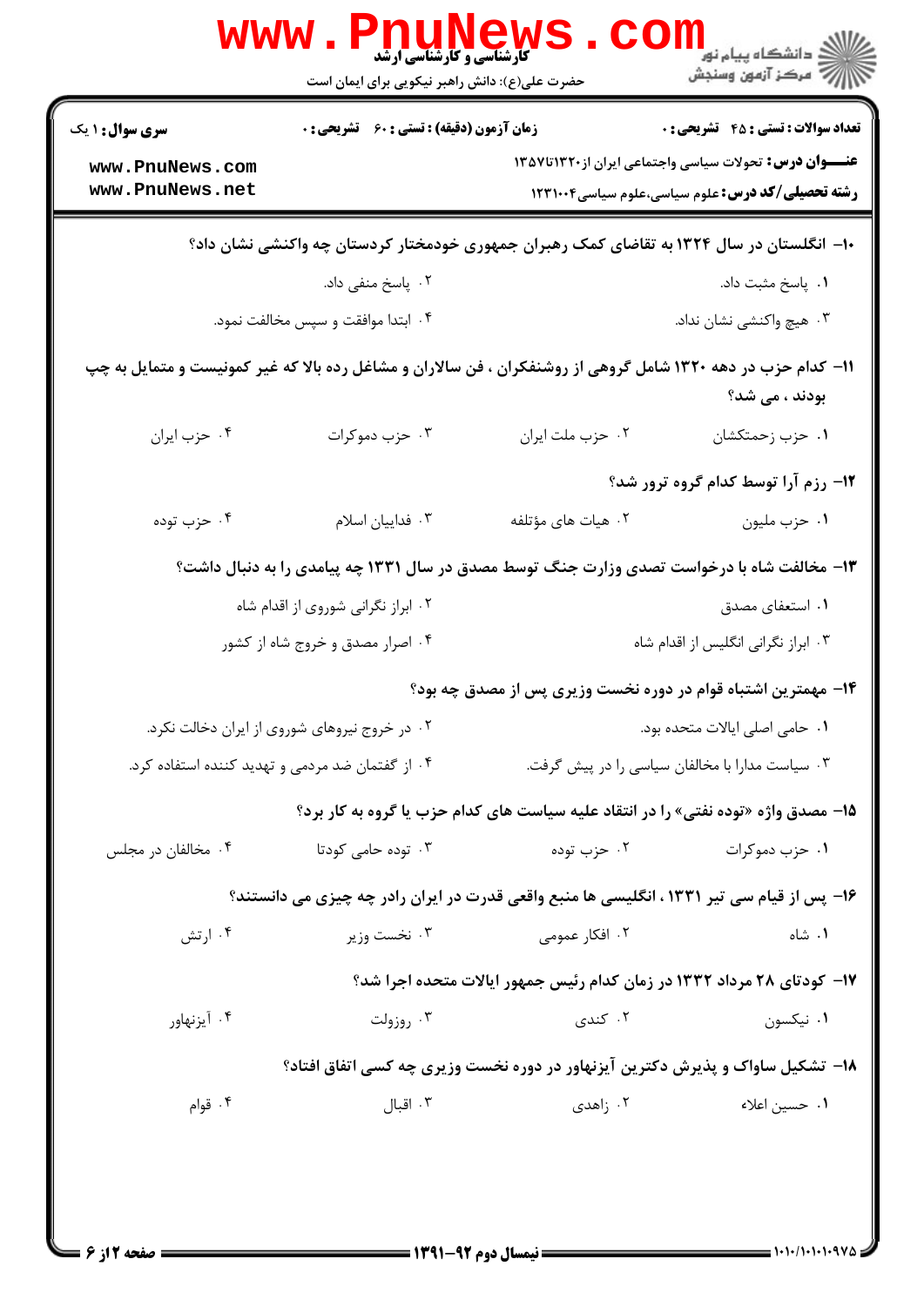۱۰- انگلستان در سال ۱۳۲۴ به تقاضای کمک رهبران جمهوری خودمختار کردستان چه واکنشی نشان داد؟

۱. پاسخ مثبت داد.
۲. پاسخ منفی داد.
۳. هیچ واکنشی نشان نداد.
۴. ابتدا موافقت و سپس مخالفت نمود.

۱۱- کدام حزب در دهه ۱۳۲۰ شامل گروهی از روشنفکران ، فن سالاران و مشاغل رده بالا که غیر کمونیست و متمایل به چپ بودند ، می شد؟

۱. حزب زحمتکشان
۲. حزب ملت ایران
۳. حزب دموکرات
۴. حزب ایران

۱۲- رزم آرا توسط کدام گروه ترور شد؟

۱. حزب ملیون
۲. هیات های مؤتلفه
۳. فداییان اسلام
۴. حزب توده

۱۳- مخالفت شاه با درخواست تصدی وزارت جنگ توسط مصدق در سال ۱۳۳۱ چه پیامدی را به دنبال داشت؟

۱. استعفای مصدق
۲. ابراز نگرانی شوروی از اقدام شاه
۳. ابراز نگرانی انگلیس از اقدام شاه
۴. اصرار مصدق و خروج شاه از کشور

۱۴- مهمترین اشتباه قوام در دوره نخست وزیری پس از مصدق چه بود؟

۱. حامی اصلی ایالات متحده بود.
۲. در خروج نیروهای شوروی از ایران دخالت نکرد.
۳. سیاست مدارا با مخالفان سیاسی را در پیش گرفت.
۴. از گفتمان ضد مردمی و تهدید کننده استفاده کرد.

۱۵- مصدق واژه «توده نفتی» را در انتقاد علیه سیاست های کدام حزب یا گروه به کار برد؟

۱. حزب دموکرات
۲. حزب توده
۳. توده حامی کودتا
۴. مخالفان در مجلس

۱۶- پس از قیام سی تیر ۱۳۳۱ ، انگلیسی ها منبع واقعی قدرت در ایران رادر چه چیزی می دانستند؟

۱. شاه
۲. افکار عمومی
۳. نخست وزیر
۴. ارتش

۱۷- کودتای ۲۸ مرداد ۱۳۳۲ در زمان کدام رئیس جمهور ایالات متحده اجرا شد؟

۱. نیکسون
۲. کندی
۳. روزولت
۴. آیزنهاور

۱۸- تشکیل ساواک و پذیرش دکترین آیزنهاور در دوره نخست وزیری چه کسی اتفاق افتاد؟

۱. حسین اعلاء
۲. زاهدی
۳. اقبال
۴. قوام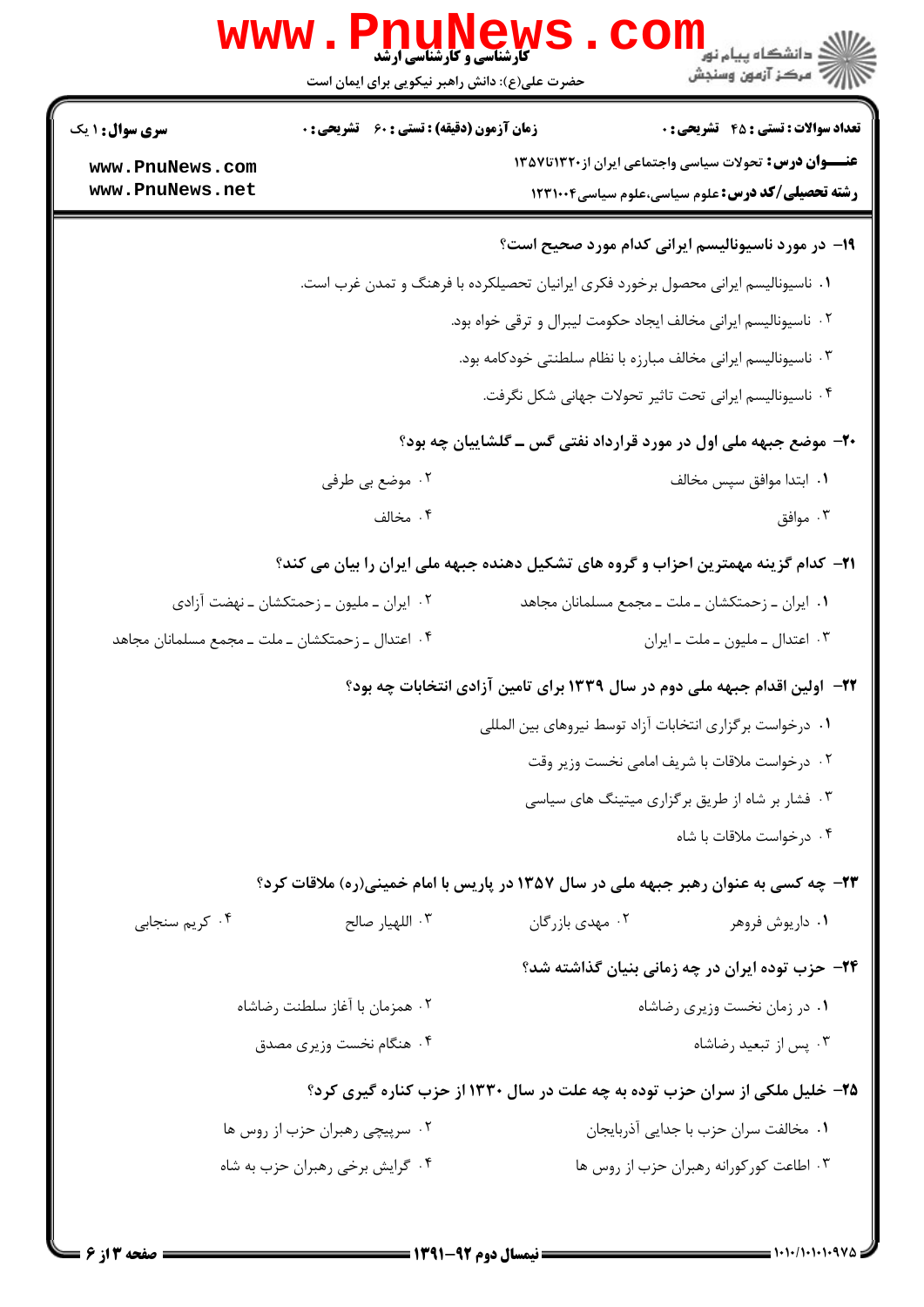**سری سوال:** ۱ یک　　**زمان آزمون (دقیقه) : تستی :** ۶۰ **تشریحی :** ۰　　**تعداد سوالات : تستی :** ۴۵ **تشریحی :** ۰

**عنـــوان درس:** تحولات سیاسی واجتماعی ایران از۱۳۲۰تا۱۳۵۷

**رشته تحصیلی/کد درس:** علوم سیاسی،علوم سیاسی۱۲۳۱۰۰۴

**۱۹- در مورد ناسیونالیسم ایرانی کدام مورد صحیح است؟**

۱. ناسیونالیسم ایرانی محصول برخورد فکری ایرانیان تحصیلکرده با فرهنگ و تمدن غرب است.

۲. ناسیونالیسم ایرانی مخالف ایجاد حکومت لیبرال و ترقی خواه بود.

۳. ناسیونالیسم ایرانی مخالف مبارزه با نظام سلطنتی خودکامه بود.

۴. ناسیونالیسم ایرانی تحت تاثیر تحولات جهانی شکل نگرفت.

**۲۰- موضع جبهه ملی اول در مورد قرارداد نفتی گس ــ گلشاییان چه بود؟**

۱. ابتدا موافق سپس مخالف

۲. موضع بی طرفی

۳. موافق

۴. مخالف

**۲۱- کدام گزینه مهمترین احزاب و گروه های تشکیل دهنده جبهه ملی ایران را بیان می کند؟**

۱. ایران ـ زحمتکشان ـ ملت ـ مجمع مسلمانان مجاهد

۲. ایران ـ ملیون ـ زحمتکشان ـ نهضت آزادی

۳. اعتدال ـ ملیون ـ ملت ـ ایران

۴. اعتدال ـ زحمتکشان ـ ملت ـ مجمع مسلمانان مجاهد

**۲۲- اولین اقدام جبهه ملی دوم در سال ۱۳۳۹ برای تامین آزادی انتخابات چه بود؟**

۱. درخواست برگزاری انتخابات آزاد توسط نیروهای بین المللی

۲. درخواست ملاقات با شریف امامی نخست وزیر وقت

۳. فشار بر شاه از طریق برگزاری میتینگ های سیاسی

۴. درخواست ملاقات با شاه

**۲۳- چه کسی به عنوان رهبر جبهه ملی در سال ۱۳۵۷ در پاریس با امام خمینی(ره) ملاقات کرد؟**

۱. داریوش فروهر

۲. مهدی بازرگان

۳. اللهیار صالح

۴. کریم سنجابی

**۲۴- حزب توده ایران در چه زمانی بنیان گذاشته شد؟**

۱. در زمان نخست وزیری رضاشاه

۲. همزمان با آغاز سلطنت رضاشاه

۳. پس از تبعید رضاشاه

۴. هنگام نخست وزیری مصدق

**۲۵- خلیل ملکی از سران حزب توده به چه علت در سال ۱۳۳۰ از حزب کناره گیری کرد؟**

۱. مخالفت سران حزب با جدایی آذربایجان

۲. سرپیچی رهبران حزب از روس ها

۳. اطاعت کورکورانه رهبران حزب از روس ها

۴. گرایش برخی رهبران حزب به شاه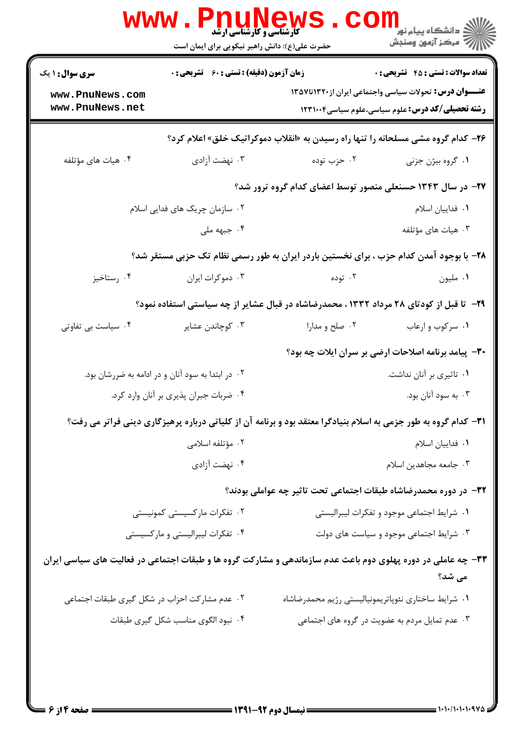۲۶- کدام گروه مشی مسلحانه را تنها راه رسیدن به «انقلاب دموکراتیک خلق» اعلام کرد؟

۱. گروه بیژن جزنی
۲. حزب توده
۳. نهضت آزادی
۴. هیات های مؤتلفه

۲۷- در سال ۱۳۴۳ حسنعلی منصور توسط اعضای کدام گروه ترور شد؟

۱. فداییان اسلام
۲. سازمان چریک های فدایی اسلام
۳. هیات های مؤتلفه
۴. جبهه ملی

۲۸- با بوجود آمدن کدام حزب ، برای نخستین باردر ایران به طور رسمی نظام تک حزبی مستقر شد؟

۱. ملیون
۲. توده
۳. دموکرات ایران
۴. رستاخیز

۲۹- تا قبل از کودتای ۲۸ مرداد ۱۳۳۲ ، محمدرضاشاه در قبال عشایر از چه سیاستی استفاده نمود؟

۱. سرکوب و ارعاب
۲. صلح و مدارا
۳. کوچاندن عشایر
۴. سیاست بی تفاوتی

۳۰- پیامد برنامه اصلاحات ارضی بر سران ایلات چه بود؟

۱. تاثیری بر آنان نداشت.
۲. در ابتدا به سود آنان و در ادامه به ضررشان بود.
۳. به سود آنان بود.
۴. ضربات جبران پذیری بر آنان وارد کرد.

۳۱- کدام گروه به طور جزمی به اسلام بنیادگرا معتقد بود و برنامه آن از کلیاتی درباره پرهیزگاری دینی فراتر می رفت؟

۱. فداییان اسلام
۲. مؤتلفه اسلامی
۳. جامعه مجاهدین اسلام
۴. نهضت آزادی

۳۲- در دوره محمدرضاشاه طبقات اجتماعی تحت تاثیر چه عواملی بودند؟

۱. شرایط اجتماعی موجود و تفکرات لیبرالیستی
۲. تفکرات مارکسیستی کمونیستی
۳. شرایط اجتماعی موجود و سیاست های دولت
۴. تفکرات لیبرالیستی و مارکسیستی

۳۳- چه عاملی در دوره پهلوی دوم باعث عدم سازماندهی و مشارکت گروه ها و طبقات اجتماعی در فعالیت های سیاسی ایران می شد؟

۱. شرایط ساختاری نئوپاتریمونیالیستی رژیم محمدرضاشاه
۲. عدم مشارکت احزاب در شکل گیری طبقات اجتماعی
۳. عدم تمایل مردم به عضویت در گروه های اجتماعی
۴. نبود الگوی مناسب شکل گیری طبقات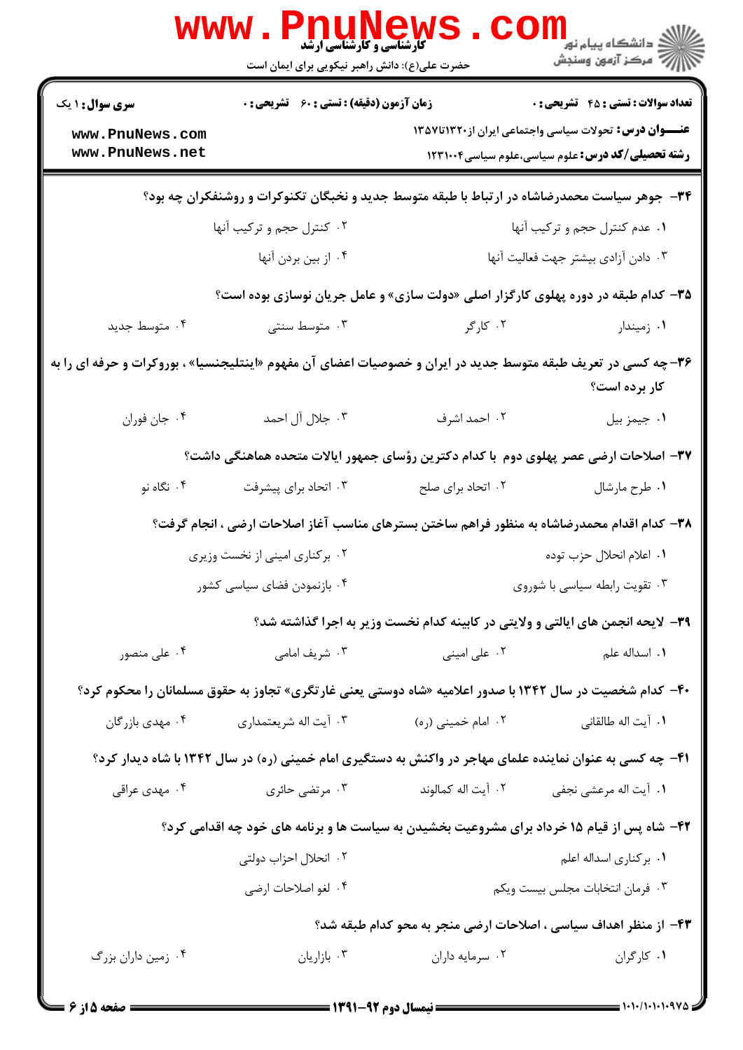**سری سوال:** ۱ یک | **زمان آزمون (دقیقه) : تستی :** ۶۰ **تشریحی :** ۰ | **تعداد سوالات : تستی :** ۴۵ **تشریحی :** ۰

**عنـــوان درس:** تحولات سیاسی واجتماعی ایران از۱۳۲۰تا۱۳۵۷

**رشته تحصیلی/کد درس:** علوم سیاسی،علوم سیاسی۱۲۳۱۰۰۴

**۳۴- جوهر سیاست محمدرضاشاه در ارتباط با طبقه متوسط جدید و نخبگان تکنوکرات و روشنفکران چه بود؟**

۱. عدم کنترل حجم و ترکیب آنها
۲. کنترل حجم و ترکیب آنها
۳. دادن آزادی بیشتر جهت فعالیت آنها
۴. از بین بردن آنها

**۳۵- کدام طبقه در دوره پهلوی کارگزار اصلی «دولت سازی» و عامل جریان نوسازی بوده است؟**

۱. زمیندار
۲. کارگر
۳. متوسط سنتی
۴. متوسط جدید

**۳۶- چه کسی در تعریف طبقه متوسط جدید در ایران و خصوصیات اعضای آن مفهوم «اینتلیجنسیا» ، بوروکرات و حرفه ای را به کار برده است؟**

۱. جیمز بیل
۲. احمد اشرف
۳. جلال آل احمد
۴. جان فوران

**۳۷- اصلاحات ارضی عصر پهلوی دوم با کدام دکترین رؤسای جمهور ایالات متحده هماهنگی داشت؟**

۱. طرح مارشال
۲. اتحاد برای صلح
۳. اتحاد برای پیشرفت
۴. نگاه نو

**۳۸- کدام اقدام محمدرضاشاه به منظور فراهم ساختن بسترهای مناسب آغاز اصلاحات ارضی ، انجام گرفت؟**

۱. اعلام انحلال حزب توده
۲. برکناری امینی از نخست وزیری
۳. تقویت رابطه سیاسی با شوروی
۴. بازنمودن فضای سیاسی کشور

**۳۹- لایحه انجمن های ایالتی و ولایتی در کابینه کدام نخست وزیر به اجرا گذاشته شد؟**

۱. اسداله علم
۲. علی امینی
۳. شریف امامی
۴. علی منصور

**۴۰- کدام شخصیت در سال ۱۳۴۲ با صدور اعلامیه «شاه دوستی یعنی غارتگری» تجاوز به حقوق مسلمانان را محکوم کرد؟**

۱. آیت اله طالقانی
۲. امام خمینی (ره)
۳. آیت اله شریعتمداری
۴. مهدی بازرگان

**۴۱- چه کسی به عنوان نماینده علمای مهاجر در واکنش به دستگیری امام خمینی (ره) در سال ۱۳۴۲ با شاه دیدار کرد؟**

۱. آیت اله مرعشی نجفی
۲. آیت اله کمالوند
۳. مرتضی حائری
۴. مهدی عراقی

**۴۲- شاه پس از قیام ۱۵ خرداد برای مشروعیت بخشیدن به سیاست ها و برنامه های خود چه اقدامی کرد؟**

۱. برکناری اسداله اعلم
۲. انحلال احزاب دولتی
۳. فرمان انتخابات مجلس بیست ویکم
۴. لغو اصلاحات ارضی

**۴۳- از منظر اهداف سیاسی ، اصلاحات ارضی منجر به محو کدام طبقه شد؟**

۱. کارگران
۲. سرمایه داران
۳. بازاریان
۴. زمین داران بزرگ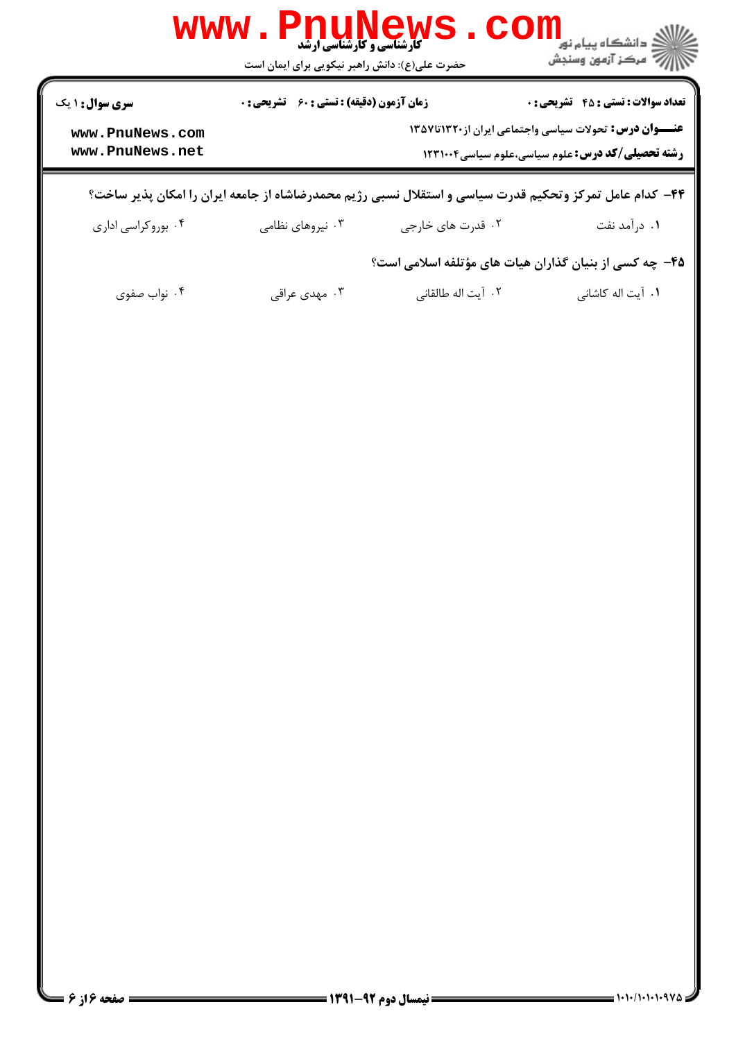۴۴- کدام عامل تمرکز وتحکیم قدرت سیاسی و استقلال نسبی رژیم محمدرضاشاه از جامعه ایران را امکان پذیر ساخت؟

۱. درآمد نفت

۲. قدرت های خارجی

۳. نیروهای نظامی

۴. بوروکراسی اداری

۴۵- چه کسی از بنیان گذاران هیات های مؤتلفه اسلامی است؟

۱. آیت اله کاشانی

۲. آیت اله طالقانی

۳. مهدی عراقی

۴. نواب صفوی